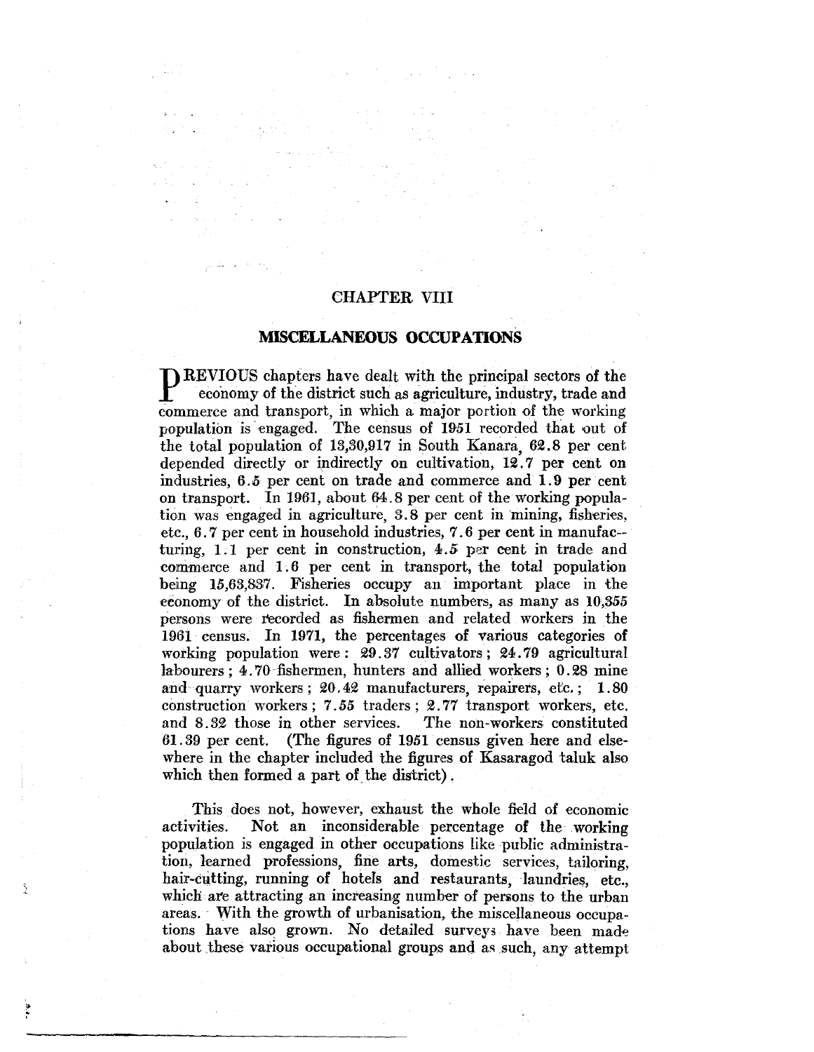# CHAPTER VIII

## MISCELLANEOUS OCCUPATIONS

PREVIOUS chapters have dealt with the principal sectors of the economy of the district such as agriculture, industry, trade and commerce and transport, in which a major portion of the working population is engaged. The census of 1951 recorded that out of the total population of 13,30,917 in South Kanara, 62.8 per cent depended directly or indirectly on cultivation, 12.7 per cent on industries, 6.5 per cent on trade and commerce and 1.9 per cent on transport. In 1961, about 64.8 per cent of the working population was engaged in agriculture, 3.8 per cent in mining, fisheries, etc., 6.7 per cent in household industries, 7.6 per cent in manufacturing, 1.1 per cent in construction, 4.5 per cent in trade and commerce and 1.6 per cent in transport, the total population being 15,63,837. Fisheries occupy an important place in the economy of the district. In absolute numbers, as many as 10,355 persons were recorded as fishermen and related workers in the 1961 census. In 1971, the percentages of various categories of working population were: 29.37 cultivators; 24.79 agricultural labourers; 4.70 fishermen, hunters and allied workers; 0.28 mine and quarry workers; 20.42 manufacturers, repairers, etc.; 1.80 construction workers; 7.55 traders; 2.77 transport workers, etc. and 8.32 those in other services. The non-workers constituted 61.39 per cent. (The figures of 1951 census given here and elsewhere in the chapter included the figures of Kasaragod taluk also which then formed a part of the district).

This does not, however, exhaust the whole field of economic activities. Not an inconsiderable percentage of the working population is engaged in other occupations like public administration, learned professions, fine arts, domestic services, tailoring, hair-cutting, running of hotels and restaurants, laundries, etc., which are attracting an increasing number of persons to the urban areas. With the growth of urbanisation, the miscellaneous occupations have also grown. No detailed surveys have been made about these various occupational groups and as such, any attempt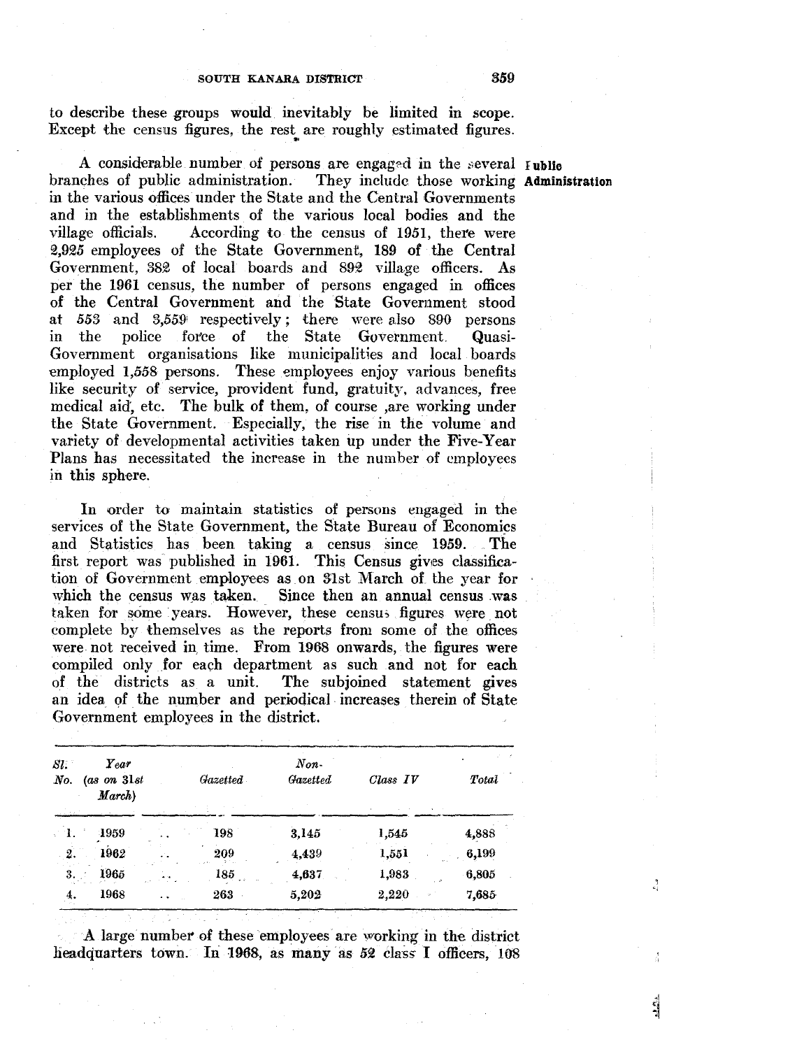to describe these groups would inevitably be limited in scope. Except the census figures, the rest are roughly estimated figures.

**Public Administration**

A considerable number of persons are engaged in the several branches of public administration. They include those working in the various offices under the State and the Central Governments and in the establishments of the various local bodies and the village officials. According to the census of 1951, there were 2,925 employees of the State Government, 189 of the Central Government, 382 of local boards and 892 village officers. As per the 1961 census, the number of persons engaged in offices of the Central Government and the State Government stood at 553 and 3,559 respectively; there were also 890 persons in the police force of the State Government. Quasi-Government organisations like municipalities and local boards employed 1,558 persons. These employees enjoy various benefits like security of service, provident fund, gratuity, advances, free medical aid, etc. The bulk of them, of course ,are working under the State Government. Especially, the rise in the volume and variety of developmental activities taken up under the Five-Year Plans has necessitated the increase in the number of employees in this sphere.

In order to maintain statistics of persons engaged in the services of the State Government, the State Bureau of Economics and Statistics has been taking a census since 1959. The first report was published in 1961. This Census gives classification of Government employees as on 31st March of the year for which the census was taken. Since then an annual census was taken for some years. However, these census figures were not complete by themselves as the reports from some of the offices were not received in time. From 1968 onwards, the figures were compiled only for each department as such and not for each of the districts as a unit. The subjoined statement gives an idea of the number and periodical increases therein of State Government employees in the district.

| *Sl. No.* | *Year (as on 31st March)* | *Gazetted* | *Non-Gazetted* | *Class IV* | *Total* |
|---|---|---|---|---|---|
| 1. | 1959 .. | 198 | 3,145 | 1,545 | 4,888 |
| 2. | 1962 .. | 209 | 4,439 | 1,551 | 6,199 |
| 3. | 1965 .. | 185 | 4,637 | 1,983 | 6,805 |
| 4. | 1968 .. | 263 | 5,202 | 2,220 | 7,685 |

A large number of these employees are working in the district headquarters town. In 1968, as many as 52 class I officers, 108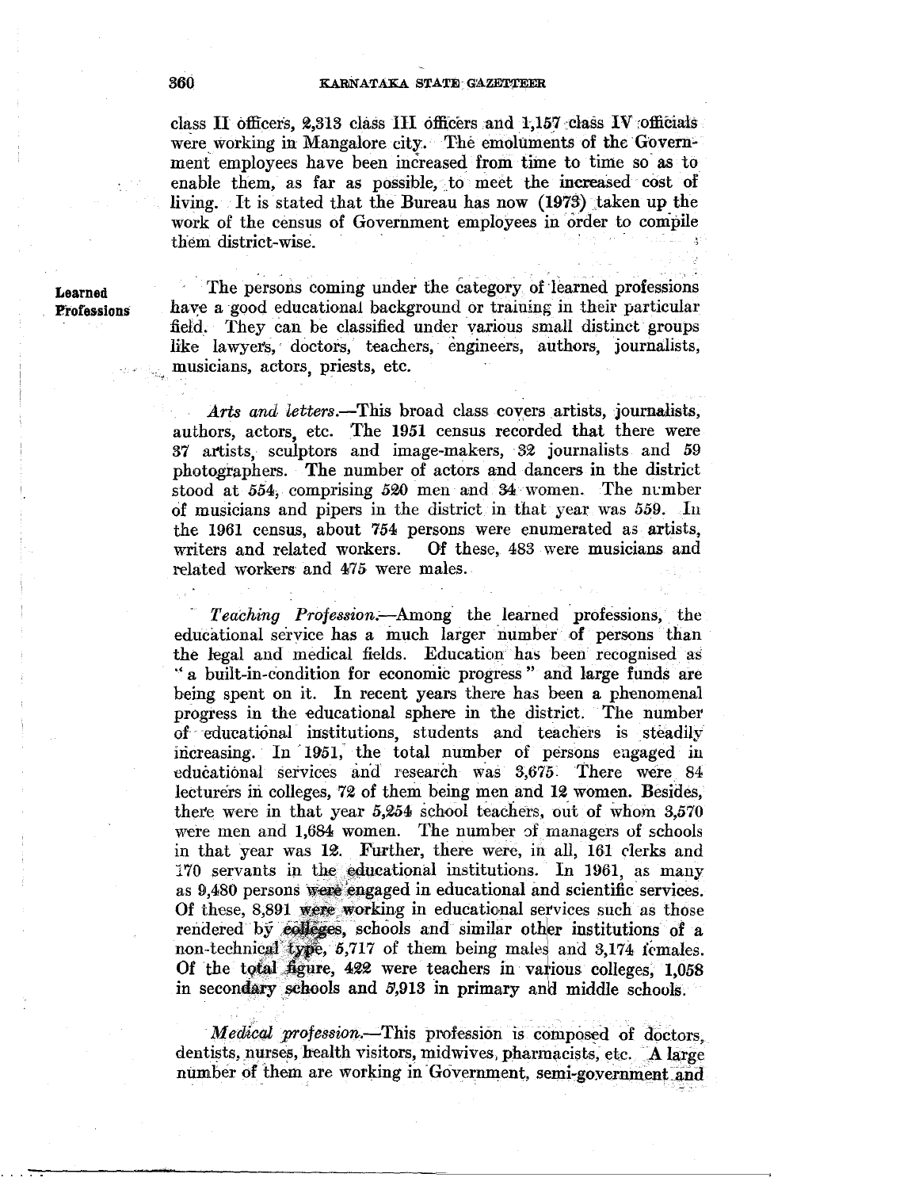class II officers, 2,313 class III officers and 1,157 class IV officials were working in Mangalore city. The emoluments of the Government employees have been increased from time to time so as to enable them, as far as possible, to meet the increased cost of living. It is stated that the Bureau has now (1973) taken up the work of the census of Government employees in order to compile them district-wise.

## Learned Professions

The persons coming under the category of learned professions have a good educational background or training in their particular field. They can be classified under various small distinct groups like lawyers, doctors, teachers, engineers, authors, journalists, musicians, actors, priests, etc.

*Arts and letters.*—This broad class covers artists, journalists, authors, actors, etc. The 1951 census recorded that there were 37 artists, sculptors and image-makers, 32 journalists and 59 photographers. The number of actors and dancers in the district stood at 554, comprising 520 men and 34 women. The number of musicians and pipers in the district in that year was 559. In the 1961 census, about 754 persons were enumerated as artists, writers and related workers. Of these, 483 were musicians and related workers and 475 were males.

*Teaching Profession.*—Among the learned professions, the educational service has a much larger number of persons than the legal and medical fields. Education has been recognised as "a built-in-condition for economic progress" and large funds are being spent on it. In recent years there has been a phenomenal progress in the educational sphere in the district. The number of educational institutions, students and teachers is steadily increasing. In 1951, the total number of persons engaged in educational services and research was 3,675. There were 84 lecturers in colleges, 72 of them being men and 12 women. Besides, there were in that year 5,254 school teachers, out of whom 3,570 were men and 1,684 women. The number of managers of schools in that year was 12. Further, there were, in all, 161 clerks and 170 servants in the educational institutions. In 1961, as many as 9,480 persons were engaged in educational and scientific services. Of these, 8,891 were working in educational services such as those rendered by colleges, schools and similar other institutions of a non-technical type, 5,717 of them being males and 3,174 females. Of the total figure, 422 were teachers in various colleges, 1,058 in secondary schools and 5,913 in primary and middle schools.

*Medical profession.*—This profession is composed of doctors, dentists, nurses, health visitors, midwives, pharmacists, etc. A large number of them are working in Government, semi-government and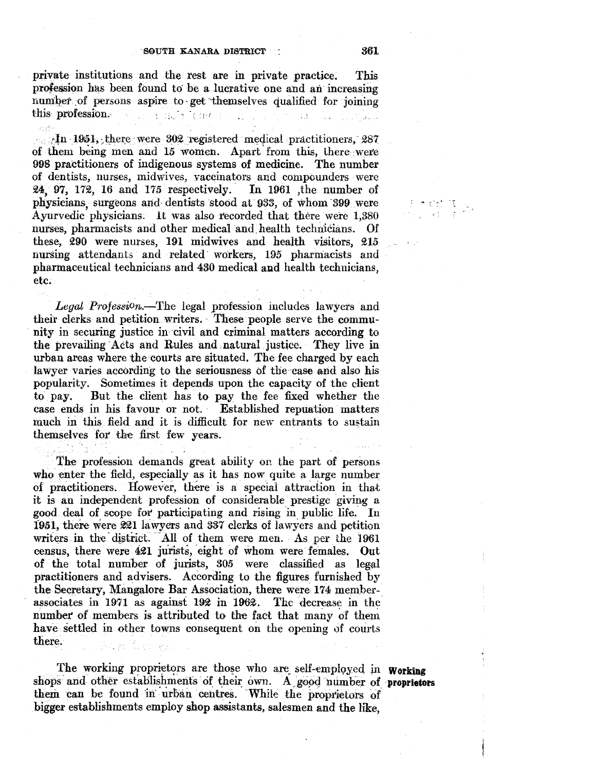private institutions and the rest are in private practice. This profession has been found to be a lucrative one and an increasing number of persons aspire to get themselves qualified for joining this profession.

In 1951, there were 302 registered medical practitioners, 287 of them being men and 15 women. Apart from this, there were 998 practitioners of indigenous systems of medicine. The number of dentists, nurses, midwives, vaccinators and compounders were 24, 97, 172, 16 and 175 respectively. In 1961 ,the number of physicians, surgeons and dentists stood at 933, of whom 399 were Ayurvedic physicians. It was also recorded that there were 1,380 nurses, pharmacists and other medical and health technicians. Of these, 290 were nurses, 191 midwives and health visitors, 215 nursing attendants and related workers, 195 pharmacists and pharmaceutical technicians and 430 medical and health technicians, etc.

*Legal Profession.*—The legal profession includes lawyers and their clerks and petition writers. These people serve the community in securing justice in civil and criminal matters according to the prevailing Acts and Rules and natural justice. They live in urban areas where the courts are situated. The fee charged by each lawyer varies according to the seriousness of the case and also his popularity. Sometimes it depends upon the capacity of the client to pay. But the client has to pay the fee fixed whether the case ends in his favour or not. Established repuation matters much in this field and it is difficult for new entrants to sustain themselves for the first few years.

The profession demands great ability on the part of persons who enter the field, especially as it has now quite a large number of practitioners. However, there is a special attraction in that it is an independent profession of considerable prestige giving a good deal of scope for participating and rising in public life. In 1951, there were 221 lawyers and 337 clerks of lawyers and petition writers in the district. All of them were men. As per the 1961 census, there were 421 jurists, eight of whom were females. Out of the total number of jurists, 305 were classified as legal practitioners and advisers. According to the figures furnished by the Secretary, Mangalore Bar Association, there were 174 member-associates in 1971 as against 192 in 1962. The decrease in the number of members is attributed to the fact that many of them have settled in other towns consequent on the opening of courts there.

**Working proprietors**

The working proprietors are those who are self-employed in shops and other establishments of their own. A good number of them can be found in urban centres. While the proprietors of bigger establishments employ shop assistants, salesmen and the like,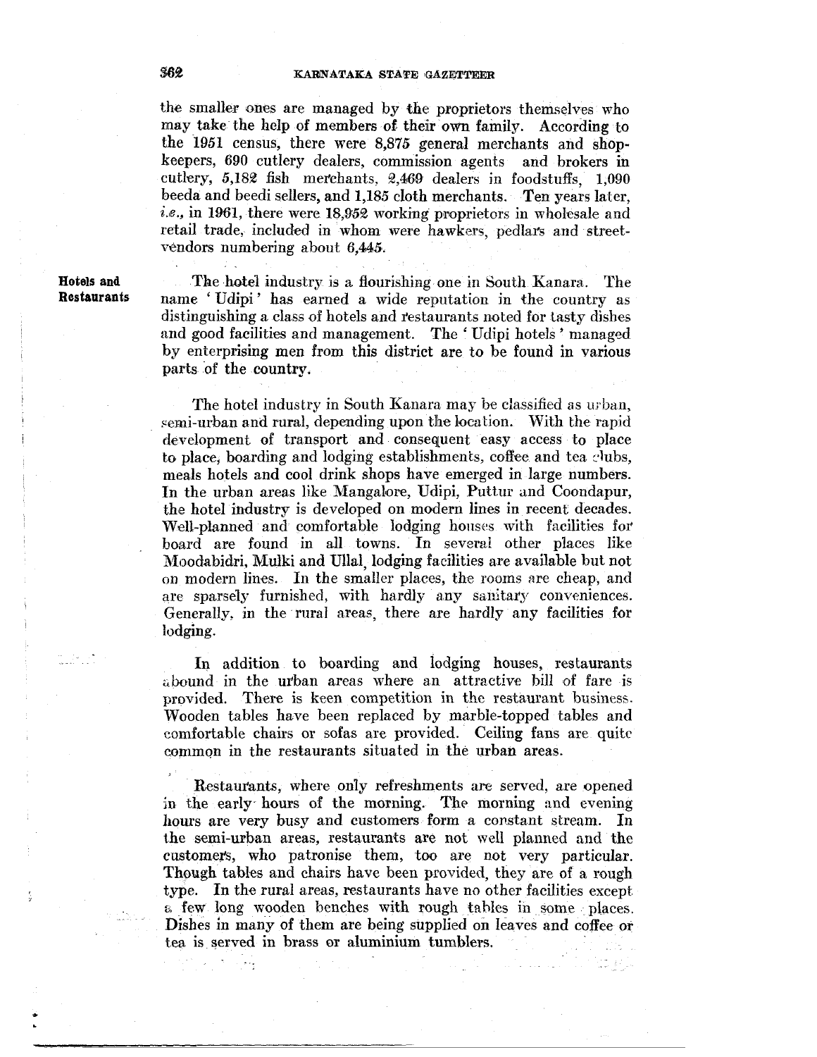the smaller ones are managed by the proprietors themselves who may take the help of members of their own family. According to the 1951 census, there were 8,875 general merchants and shopkeepers, 690 cutlery dealers, commission agents and brokers in cutlery, 5,182 fish merchants, 2,469 dealers in foodstuffs, 1,090 beeda and beedi sellers, and 1,185 cloth merchants. Ten years later, *i.e.*, in 1961, there were 18,952 working proprietors in wholesale and retail trade, included in whom were hawkers, pedlars and street-vendors numbering about 6,445.

**Hotels and Restaurants**

The hotel industry is a flourishing one in South Kanara. The name 'Udipi' has earned a wide reputation in the country as distinguishing a class of hotels and restaurants noted for tasty dishes and good facilities and management. The 'Udipi hotels' managed by enterprising men from this district are to be found in various parts of the country.

The hotel industry in South Kanara may be classified as urban, semi-urban and rural, depending upon the location. With the rapid development of transport and consequent easy access to place to place, boarding and lodging establishments, coffee and tea clubs, meals hotels and cool drink shops have emerged in large numbers. In the urban areas like Mangalore, Udipi, Puttur and Coondapur, the hotel industry is developed on modern lines in recent decades. Well-planned and comfortable lodging houses with facilities for board are found in all towns. In several other places like Moodabidri, Mulki and Ullal, lodging facilities are available but not on modern lines. In the smaller places, the rooms are cheap, and are sparsely furnished, with hardly any sanitary conveniences. Generally, in the rural areas, there are hardly any facilities for lodging.

In addition to boarding and lodging houses, restaurants abound in the urban areas where an attractive bill of fare is provided. There is keen competition in the restaurant business. Wooden tables have been replaced by marble-topped tables and comfortable chairs or sofas are provided. Ceiling fans are quite common in the restaurants situated in the urban areas.

Restaurants, where only refreshments are served, are opened in the early hours of the morning. The morning and evening hours are very busy and customers form a constant stream. In the semi-urban areas, restaurants are not well planned and the customers, who patronise them, too are not very particular. Though tables and chairs have been provided, they are of a rough type. In the rural areas, restaurants have no other facilities except a few long wooden benches with rough tables in some places. Dishes in many of them are being supplied on leaves and coffee or tea is served in brass or aluminium tumblers.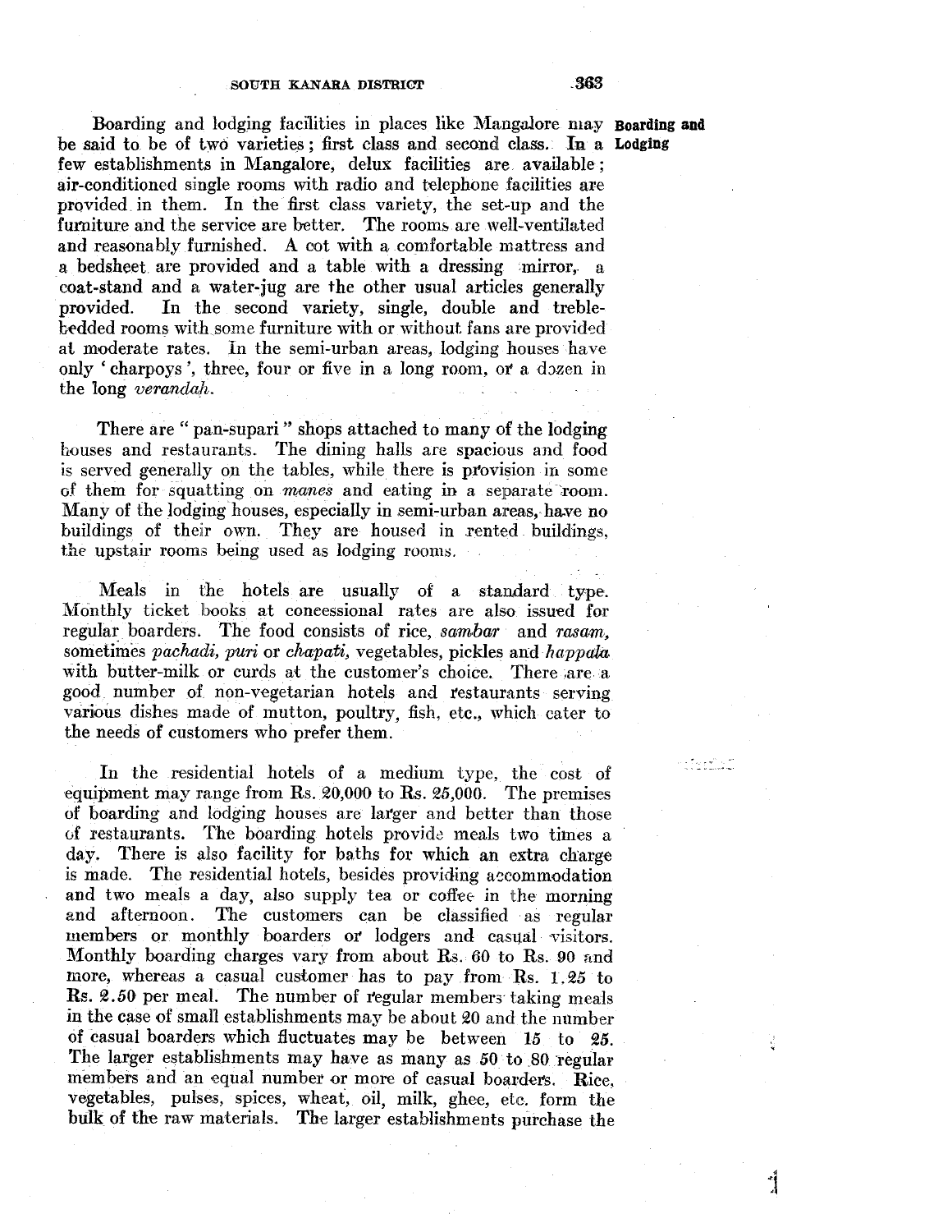**Boarding and Lodging**

Boarding and lodging facilities in places like Mangalore may be said to be of two varieties; first class and second class. In a few establishments in Mangalore, delux facilities are available; air-conditioned single rooms with radio and telephone facilities are provided in them. In the first class variety, the set-up and the furniture and the service are better. The rooms are well-ventilated and reasonably furnished. A cot with a comfortable mattress and a bedsheet are provided and a table with a dressing mirror, a coat-stand and a water-jug are the other usual articles generally provided. In the second variety, single, double and treble-bedded rooms with some furniture with or without fans are provided at moderate rates. In the semi-urban areas, lodging houses have only 'charpoys', three, four or five in a long room, or a dozen in the long *verandah*.

There are "pan-supari" shops attached to many of the lodging houses and restaurants. The dining halls are spacious and food is served generally on the tables, while there is provision in some of them for squatting on *manes* and eating in a separate room. Many of the lodging houses, especially in semi-urban areas, have no buildings of their own. They are housed in rented buildings, the upstair rooms being used as lodging rooms.

Meals in the hotels are usually of a standard type. Monthly ticket books at concessional rates are also issued for regular boarders. The food consists of rice, *sambar* and *rasam*, sometimes *pachadi*, *puri* or *chapati*, vegetables, pickles and *happala* with butter-milk or curds at the customer's choice. There are a good number of non-vegetarian hotels and restaurants serving various dishes made of mutton, poultry, fish, etc., which cater to the needs of customers who prefer them.

In the residential hotels of a medium type, the cost of equipment may range from Rs. 20,000 to Rs. 25,000. The premises of boarding and lodging houses are larger and better than those of restaurants. The boarding hotels provide meals two times a day. There is also facility for baths for which an extra charge is made. The residential hotels, besides providing accommodation and two meals a day, also supply tea or coffee in the morning and afternoon. The customers can be classified as regular members or monthly boarders or lodgers and casual visitors. Monthly boarding charges vary from about Rs. 60 to Rs. 90 and more, whereas a casual customer has to pay from Rs. 1.25 to Rs. 2.50 per meal. The number of regular members taking meals in the case of small establishments may be about 20 and the number of casual boarders which fluctuates may be between 15 to 25. The larger establishments may have as many as 50 to 80 regular members and an equal number or more of casual boarders. Rice, vegetables, pulses, spices, wheat, oil, milk, ghee, etc. form the bulk of the raw materials. The larger establishments purchase the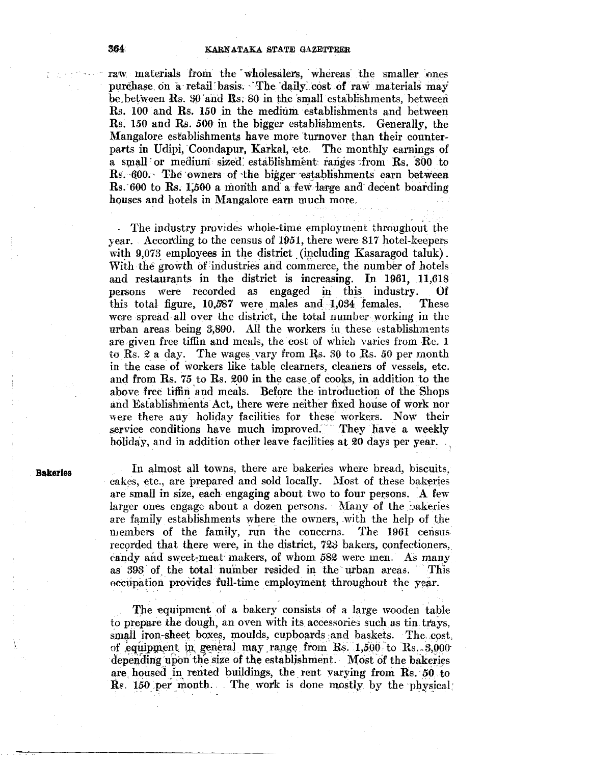raw materials from the wholesalers, whereas the smaller ones purchase on a retail basis. The daily cost of raw materials may be between Rs. 30 and Rs. 80 in the small establishments, between Rs. 100 and Rs. 150 in the medium establishments and between Rs. 150 and Rs. 500 in the bigger establishments. Generally, the Mangalore establishments have more turnover than their counterparts in Udipi, Coondapur, Karkal, etc. The monthly earnings of a small or medium sized establishment ranges from Rs. 300 to Rs. 600. The owners of the bigger establishments earn between Rs. 600 to Rs. 1,500 a month and a few large and decent boarding houses and hotels in Mangalore earn much more.

The industry provides whole-time employment throughout the year. According to the census of 1951, there were 817 hotel-keepers with 9,073 employees in the district (including Kasaragod taluk). With the growth of industries and commerce, the number of hotels and restaurants in the district is increasing. In 1961, 11,618 persons were recorded as engaged in this industry. Of this total figure, 10,587 were males and 1,034 females. These were spread all over the district, the total number working in the urban areas being 3,890. All the workers in these establishments are given free tiffin and meals, the cost of which varies from Re. 1 to Rs. 2 a day. The wages vary from Rs. 30 to Rs. 50 per month in the case of workers like table clearners, cleaners of vessels, etc. and from Rs. 75 to Rs. 200 in the case of cooks, in addition to the above free tiffin and meals. Before the introduction of the Shops and Establishments Act, there were neither fixed house of work nor were there any holiday facilities for these workers. Now their service conditions have much improved. They have a weekly holiday, and in addition other leave facilities at 20 days per year.

**Bakeries**

In almost all towns, there are bakeries where bread, biscuits, cakes, etc., are prepared and sold locally. Most of these bakeries are small in size, each engaging about two to four persons. A few larger ones engage about a dozen persons. Many of the bakeries are family establishments where the owners, with the help of the members of the family, run the concerns. The 1961 census recorded that there were, in the district, 723 bakers, confectioners, candy and sweet-meat makers, of whom 582 were men. As many as 393 of the total number resided in the urban areas. This occupation provides full-time employment throughout the year.

The equipment of a bakery consists of a large wooden table to prepare the dough, an oven with its accessories such as tin trays, small iron-sheet boxes, moulds, cupboards and baskets. The cost of equipment in general may range from Rs. 1,500 to Rs. 3,000 depending upon the size of the establishment. Most of the bakeries are housed in rented buildings, the rent varying from Rs. 50 to Rs. 150 per month. The work is done mostly by the physical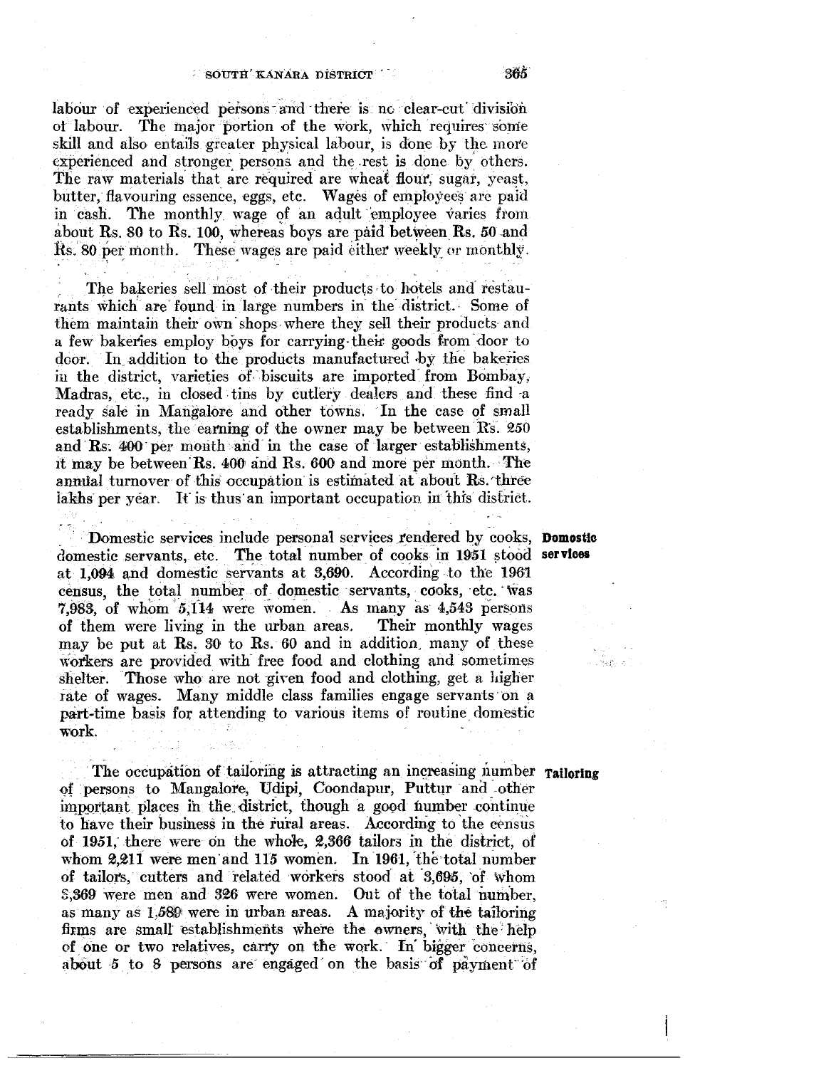labour of experienced persons and there is no clear-cut division of labour. The major portion of the work, which requires some skill and also entails greater physical labour, is done by the more experienced and stronger persons and the rest is done by others. The raw materials that are required are wheat flour, sugar, yeast, butter, flavouring essence, eggs, etc. Wages of employees are paid in cash. The monthly wage of an adult employee varies from about Rs. 80 to Rs. 100, whereas boys are paid between Rs. 50 and Rs. 80 per month. These wages are paid either weekly or monthly.

The bakeries sell most of their products to hotels and restaurants which are found in large numbers in the district. Some of them maintain their own shops where they sell their products and a few bakeries employ boys for carrying their goods from door to door. In addition to the products manufactured by the bakeries in the district, varieties of biscuits are imported from Bombay, Madras, etc., in closed tins by cutlery dealers and these find a ready sale in Mangalore and other towns. In the case of small establishments, the earning of the owner may be between Rs. 250 and Rs. 400 per month and in the case of larger establishments, it may be between Rs. 400 and Rs. 600 and more per month. The annual turnover of this occupation is estimated at about Rs. three lakhs per year. It is thus an important occupation in this district.

**Domestic services**

Domestic services include personal services rendered by cooks, domestic servants, etc. The total number of cooks in 1951 stood at 1,094 and domestic servants at 3,690. According to the 1961 census, the total number of domestic servants, cooks, etc. was 7,983, of whom 5,114 were women. As many as 4,543 persons of them were living in the urban areas. Their monthly wages may be put at Rs. 30 to Rs. 60 and in addition, many of these workers are provided with free food and clothing and sometimes shelter. Those who are not given food and clothing, get a higher rate of wages. Many middle class families engage servants on a part-time basis for attending to various items of routine domestic work.

**Tailoring**

The occupation of tailoring is attracting an increasing number of persons to Mangalore, Udipi, Coondapur, Puttur and other important places in the district, though a good number continue to have their business in the rural areas. According to the census of 1951, there were on the whole, 2,366 tailors in the district, of whom 2,211 were men and 115 women. In 1961, the total number of tailors, cutters and related workers stood at 3,695, of whom 3,369 were men and 326 were women. Out of the total number, as many as 1,589 were in urban areas. A majority of the tailoring firms are small establishments where the owners, with the help of one or two relatives, carry on the work. In bigger concerns, about 5 to 8 persons are engaged on the basis of payment of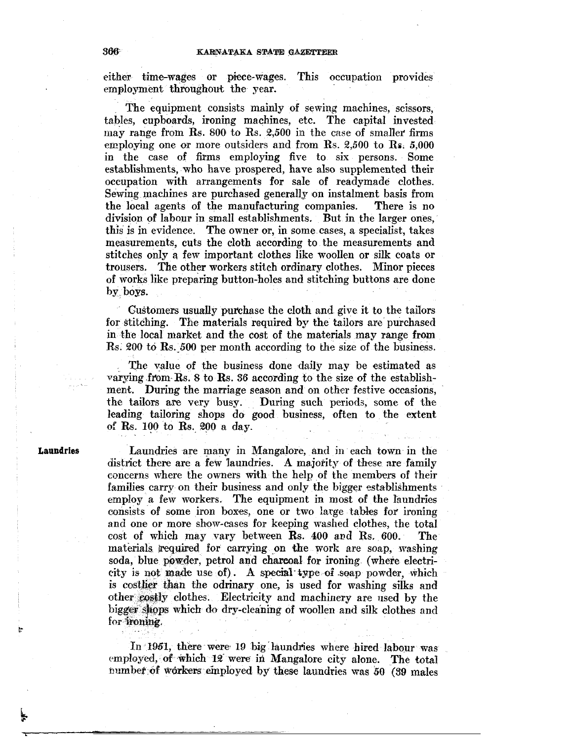either time-wages or piece-wages. This occupation provides employment throughout the year.

The equipment consists mainly of sewing machines, scissors, tables, cupboards, ironing machines, etc. The capital invested may range from Rs. 800 to Rs. 2,500 in the case of smaller firms employing one or more outsiders and from Rs. 2,500 to Rs. 5,000 in the case of firms employing five to six persons. Some establishments, who have prospered, have also supplemented their occupation with arrangements for sale of readymade clothes. Sewing machines are purchased generally on instalment basis from the local agents of the manufacturing companies. There is no division of labour in small establishments. But in the larger ones, this is in evidence. The owner or, in some cases, a specialist, takes measurements, cuts the cloth according to the measurements and stitches only a few important clothes like woollen or silk coats or trousers. The other workers stitch ordinary clothes. Minor pieces of works like preparing button-holes and stitching buttons are done by boys.

Customers usually purchase the cloth and give it to the tailors for stitching. The materials required by the tailors are purchased in the local market and the cost of the materials may range from Rs. 200 to Rs. 500 per month according to the size of the business.

The value of the business done daily may be estimated as varying from Rs. 8 to Rs. 36 according to the size of the establishment. During the marriage season and on other festive occasions, the tailors are very busy. During such periods, some of the leading tailoring shops do good business, often to the extent of Rs. 100 to Rs. 200 a day.

**Laundries**

Laundries are many in Mangalore, and in each town in the district there are a few laundries. A majority of these are family concerns where the owners with the help of the members of their families carry on their business and only the bigger establishments employ a few workers. The equipment in most of the laundries consists of some iron boxes, one or two large tables for ironing and one or more show-cases for keeping washed clothes, the total cost of which may vary between Rs. 400 and Rs. 600. The materials required for carrying on the work are soap, washing soda, blue powder, petrol and charcoal for ironing (where electricity is not made use of). A special type of soap powder, which is costlier than the odrinary one, is used for washing silks and other costly clothes. Electricity and machinery are used by the bigger shops which do dry-cleaning of woollen and silk clothes and for ironing.

In 1951, there were 19 big laundries where hired labour was employed, of which 12 were in Mangalore city alone. The total number of workers employed by these laundries was 50 (39 males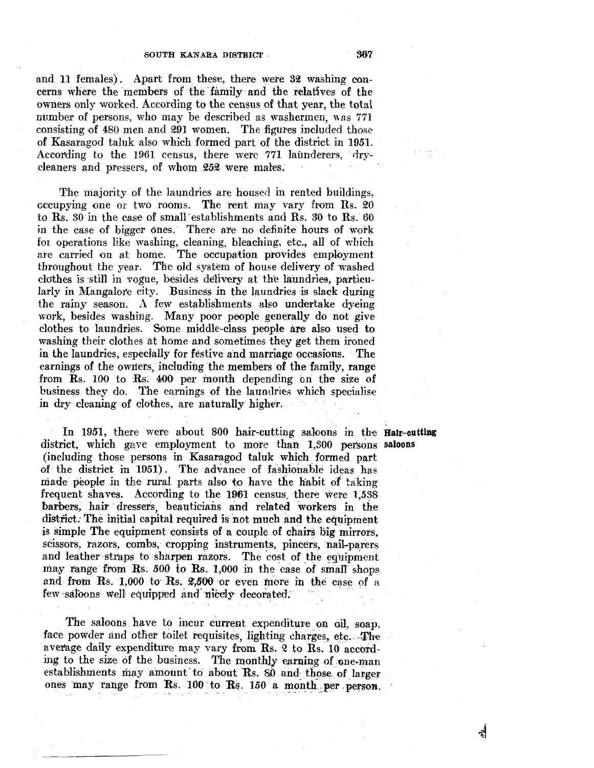and 11 females). Apart from these, there were 32 washing concerns where the members of the family and the relatives of the owners only worked. According to the census of that year, the total number of persons, who may be described as washermen, was 771 consisting of 480 men and 291 women. The figures included those of Kasaragod taluk also which formed part of the district in 1951. According to the 1961 census, there were 771 launderers, drycleaners and pressers, of whom 252 were males.

The majority of the laundries are housed in rented buildings, occupying one or two rooms. The rent may vary from Rs. 20 to Rs. 30 in the case of small establishments and Rs. 30 to Rs. 60 in the case of bigger ones. There are no definite hours of work for operations like washing, cleaning, bleaching, etc., all of which are carried on at home. The occupation provides employment throughout the year. The old system of house delivery of washed clothes is still in vogue, besides delivery at the laundries, particularly in Mangalore city. Business in the laundries is slack during the rainy season. A few establishments also undertake dyeing work, besides washing. Many poor people generally do not give clothes to laundries. Some middle-class people are also used to washing their clothes at home and sometimes they get them ironed in the laundries, especially for festive and marriage occasions. The earnings of the owners, including the members of the family, range from Rs. 100 to Rs. 400 per month depending on the size of business they do. The earnings of the laundries which specialise in dry cleaning of clothes, are naturally higher.

**Hair-cutting saloons**

In 1951, there were about 800 hair-cutting saloons in the district, which gave employment to more than 1,300 persons (including those persons in Kasaragod taluk which formed part of the district in 1951). The advance of fashionable ideas has made people in the rural parts also to have the habit of taking frequent shaves. According to the 1961 census, there were 1,538 barbers, hair dressers, beauticians and related workers in the district. The initial capital required is not much and the equipment is simple The equipment consists of a couple of chairs big mirrors, scissors, razors, combs, cropping instruments, pincers, nail-parers and leather straps to sharpen razors. The cost of the equipment may range from Rs. 500 to Rs. 1,000 in the case of small shops and from Rs. 1,000 to Rs. 2,500 or even more in the case of a few saloons well equipped and nicely decorated.

The saloons have to incur current expenditure on oil, soap, face powder and other toilet requisites, lighting charges, etc. The average daily expenditure may vary from Rs. 2 to Rs. 10 according to the size of the business. The monthly earning of one-man establishments may amount to about Rs. 80 and those of larger ones may range from Rs. 100 to Rs. 150 a month per person.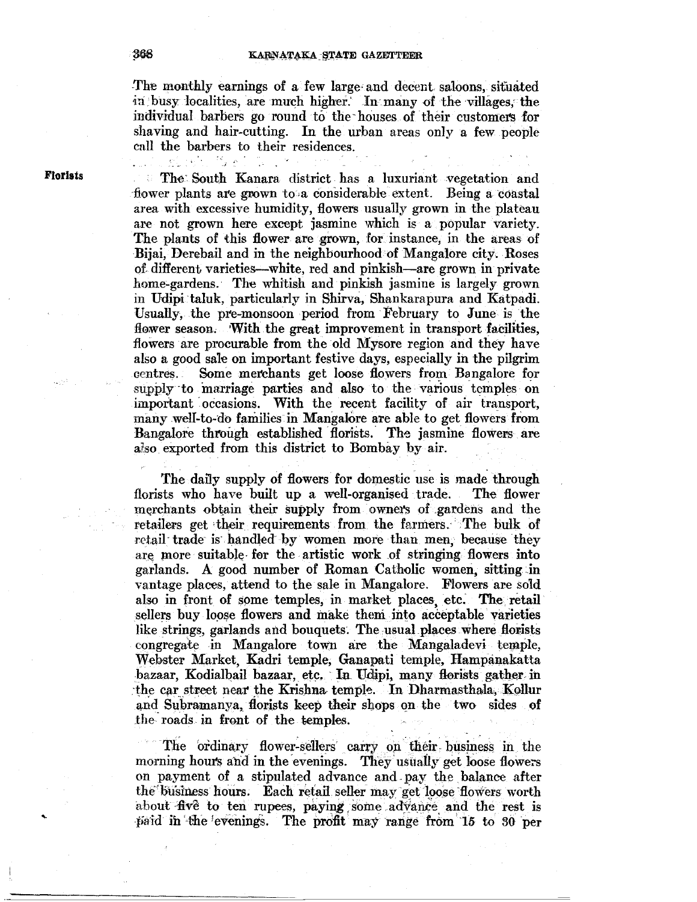The monthly earnings of a few large and decent saloons, situated in busy localities, are much higher. In many of the villages, the individual barbers go round to the houses of their customers for shaving and hair-cutting. In the urban areas only a few people call the barbers to their residences.

**Florists**

The South Kanara district has a luxuriant vegetation and flower plants are grown to a considerable extent. Being a coastal area with excessive humidity, flowers usually grown in the plateau are not grown here except jasmine which is a popular variety. The plants of this flower are grown, for instance, in the areas of Bijai, Derebail and in the neighbourhood of Mangalore city. Roses of different varieties—white, red and pinkish—are grown in private home-gardens. The whitish and pinkish jasmine is largely grown in Udipi taluk, particularly in Shirva, Shankarapura and Katpadi. Usually, the pre-monsoon period from February to June is the flower season. With the great improvement in transport facilities, flowers are procurable from the old Mysore region and they have also a good sale on important festive days, especially in the pilgrim centres. Some merchants get loose flowers from Bangalore for supply to marriage parties and also to the various temples on important occasions. With the recent facility of air transport, many well-to-do families in Mangalore are able to get flowers from Bangalore through established florists. The jasmine flowers are also exported from this district to Bombay by air.

The daily supply of flowers for domestic use is made through florists who have built up a well-organised trade. The flower merchants obtain their supply from owners of gardens and the retailers get their requirements from the farmers. The bulk of retail trade is handled by women more than men, because they are more suitable for the artistic work of stringing flowers into garlands. A good number of Roman Catholic women, sitting in vantage places, attend to the sale in Mangalore. Flowers are sold also in front of some temples, in market places, etc. The retail sellers buy loose flowers and make them into acceptable varieties like strings, garlands and bouquets. The usual places where florists congregate in Mangalore town are the Mangaladevi temple, Webster Market, Kadri temple, Ganapati temple, Hampanakatta bazaar, Kodialbail bazaar, etc. In Udipi, many florists gather in the car street near the Krishna temple. In Dharmasthala, Kollur and Subramanya, florists keep their shops on the two sides of the roads in front of the temples.

The ordinary flower-sellers carry on their business in the morning hours and in the evenings. They usually get loose flowers on payment of a stipulated advance and pay the balance after the business hours. Each retail seller may get loose flowers worth about five to ten rupees, paying some advance and the rest is paid in the evenings. The profit may range from 15 to 30 per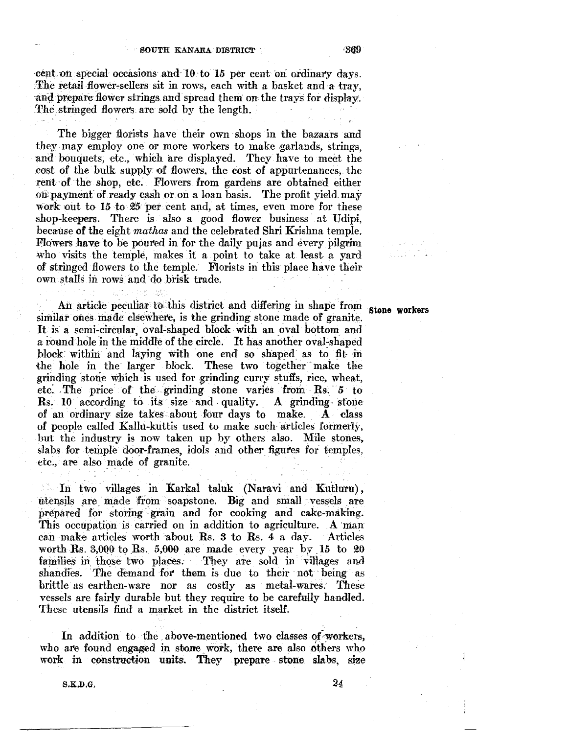cent on special occasions and 10 to 15 per cent on ordinary days. The retail flower-sellers sit in rows, each with a basket and a tray, and prepare flower strings and spread them on the trays for display. The stringed flowers are sold by the length.

The bigger florists have their own shops in the bazaars and they may employ one or more workers to make garlands, strings, and bouquets, etc., which are displayed. They have to meet the cost of the bulk supply of flowers, the cost of appurtenances, the rent of the shop, etc. Flowers from gardens are obtained either on payment of ready cash or on a loan basis. The profit yield may work out to 15 to 25 per cent and, at times, even more for these shop-keepers. There is also a good flower business at Udipi, because of the eight *mathas* and the celebrated Shri Krishna temple. Flowers have to be poured in for the daily pujas and every pilgrim who visits the temple, makes it a point to take at least a yard of stringed flowers to the temple. Florists in this place have their own stalls in rows and do brisk trade.

**Stone workers**

An article peculiar to this district and differing in shape from similar ones made elsewhere, is the grinding stone made of granite. It is a semi-circular, oval-shaped block with an oval bottom and a round hole in the middle of the circle. It has another oval-shaped block within and laying with one end so shaped as to fit in the hole in the larger block. These two together make the grinding stone which is used for grinding curry stuffs, rice, wheat, etc. The price of the grinding stone varies from Rs. 5 to Rs. 10 according to its size and quality. A grinding stone of an ordinary size takes about four days to make. A class of people called Kallu-kuttis used to make such articles formerly, but the industry is now taken up by others also. Mile stones, slabs for temple door-frames, idols and other figures for temples, etc., are also made of granite.

In two villages in Karkal taluk (Naravi and Kutluru), utensils are made from soapstone. Big and small vessels are prepared for storing grain and for cooking and cake-making. This occupation is carried on in addition to agriculture. A man can make articles worth about Rs. 3 to Rs. 4 a day. Articles worth Rs. 3,000 to Rs. 5,000 are made every year by 15 to 20 families in those two places. They are sold in villages and shandies. The demand for them is due to their not being as brittle as earthen-ware nor as costly as metal-wares. These vessels are fairly durable but they require to be carefully handled. These utensils find a market in the district itself.

In addition to the above-mentioned two classes of workers, who are found engaged in stone work, there are also others who work in construction units. They prepare stone slabs, size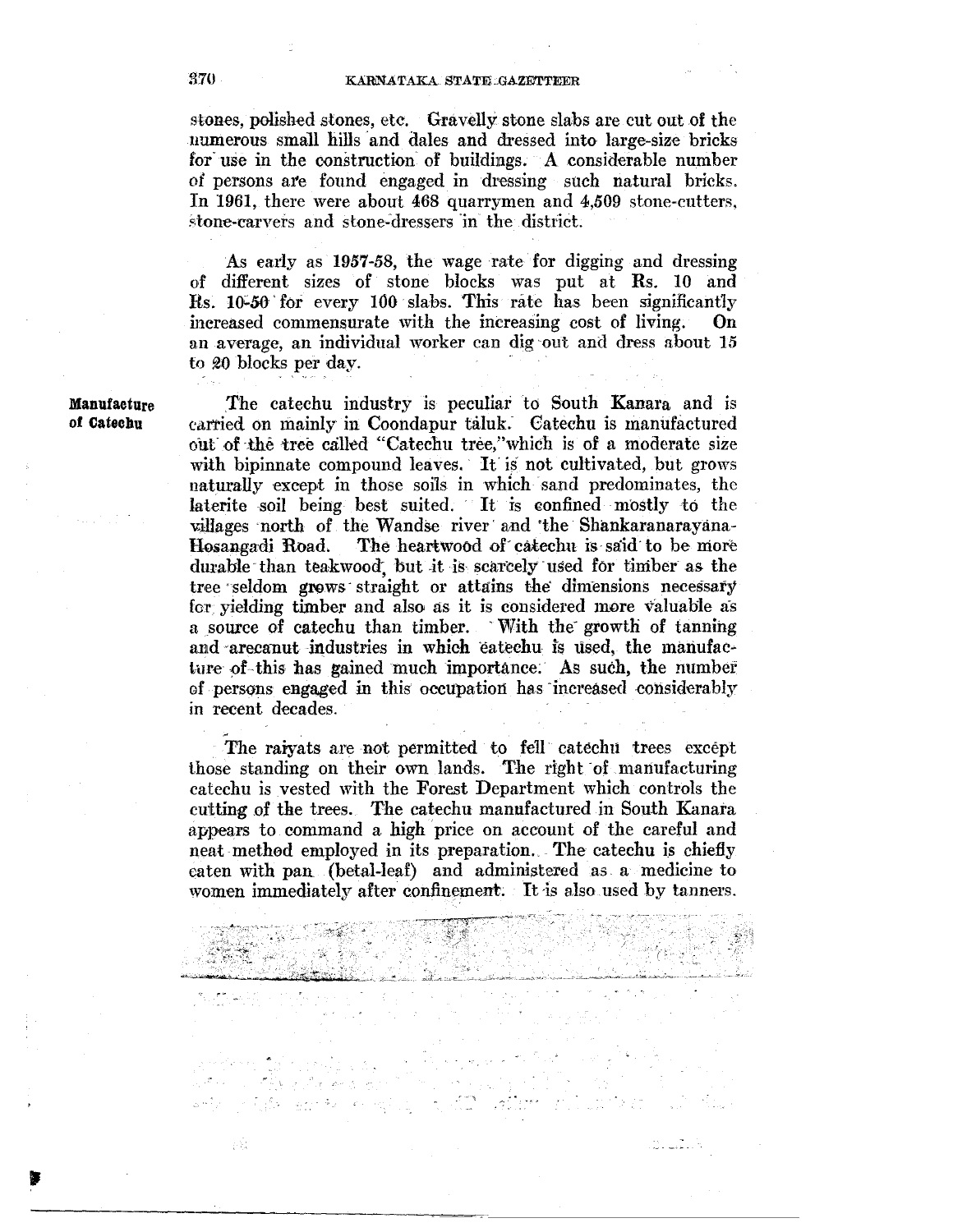stones, polished stones, etc. Gravelly stone slabs are cut out of the numerous small hills and dales and dressed into large-size bricks for use in the construction of buildings. A considerable number of persons are found engaged in dressing such natural bricks. In 1961, there were about 468 quarrymen and 4,509 stone-cutters, stone-carvers and stone-dressers in the district.

As early as 1957-58, the wage rate for digging and dressing of different sizes of stone blocks was put at Rs. 10 and Rs. 10-50 for every 100 slabs. This rate has been significantly increased commensurate with the increasing cost of living. On an average, an individual worker can dig out and dress about 15 to 20 blocks per day.

**Manufacture of Catechu**

The catechu industry is peculiar to South Kanara and is carried on mainly in Coondapur taluk. Catechu is manufactured out of the tree called "Catechu tree," which is of a moderate size with bipinnate compound leaves. It is not cultivated, but grows naturally except in those soils in which sand predominates, the laterite soil being best suited. It is confined mostly to the villages north of the Wandse river and the Shankaranarayana-Hosangadi Road. The heartwood of catechu is said to be more durable than teakwood, but it is scarcely used for timber as the tree seldom grows straight or attains the dimensions necessary for yielding timber and also as it is considered more valuable as a source of catechu than timber. With the growth of tanning and arecanut industries in which catechu is used, the manufacture of this has gained much importance. As such, the number of persons engaged in this occupation has increased considerably in recent decades.

The raiyats are not permitted to fell catechu trees except those standing on their own lands. The right of manufacturing catechu is vested with the Forest Department which controls the cutting of the trees. The catechu manufactured in South Kanara appears to command a high price on account of the careful and neat method employed in its preparation. The catechu is chiefly eaten with pan (betal-leaf) and administered as a medicine to women immediately after confinement. It is also used by tanners.